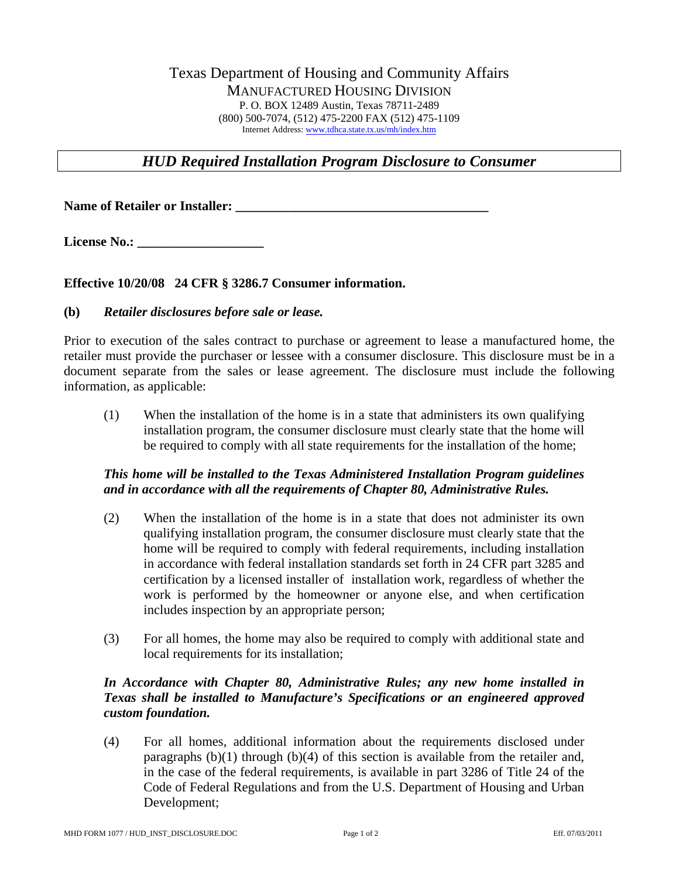Texas Department of Housing and Community Affairs
MANUFACTURED HOUSING DIVISION
P. O. BOX 12489 Austin, Texas 78711-2489
(800) 500-7074, (512) 475-2200 FAX (512) 475-1109
Internet Address: www.tdhca.state.tx.us/mh/index.htm

## *HUD Required Installation Program Disclosure to Consumer*

**Name of Retailer or Installer: ______________________________________**

**License No.: ___________________**

**Effective 10/20/08 24 CFR § 3286.7 Consumer information.**

**(b)** ***Retailer disclosures before sale or lease.***

Prior to execution of the sales contract to purchase or agreement to lease a manufactured home, the retailer must provide the purchaser or lessee with a consumer disclosure. This disclosure must be in a document separate from the sales or lease agreement. The disclosure must include the following information, as applicable:

(1) When the installation of the home is in a state that administers its own qualifying installation program, the consumer disclosure must clearly state that the home will be required to comply with all state requirements for the installation of the home;

***This home will be installed to the Texas Administered Installation Program guidelines and in accordance with all the requirements of Chapter 80, Administrative Rules.***

(2) When the installation of the home is in a state that does not administer its own qualifying installation program, the consumer disclosure must clearly state that the home will be required to comply with federal requirements, including installation in accordance with federal installation standards set forth in 24 CFR part 3285 and certification by a licensed installer of installation work, regardless of whether the work is performed by the homeowner or anyone else, and when certification includes inspection by an appropriate person;

(3) For all homes, the home may also be required to comply with additional state and local requirements for its installation;

***In Accordance with Chapter 80, Administrative Rules; any new home installed in Texas shall be installed to Manufacture's Specifications or an engineered approved custom foundation.***

(4) For all homes, additional information about the requirements disclosed under paragraphs (b)(1) through (b)(4) of this section is available from the retailer and, in the case of the federal requirements, is available in part 3286 of Title 24 of the Code of Federal Regulations and from the U.S. Department of Housing and Urban Development;

MHD FORM 1077 / HUD_INST_DISCLOSURE.DOC Eff. 07/03/2011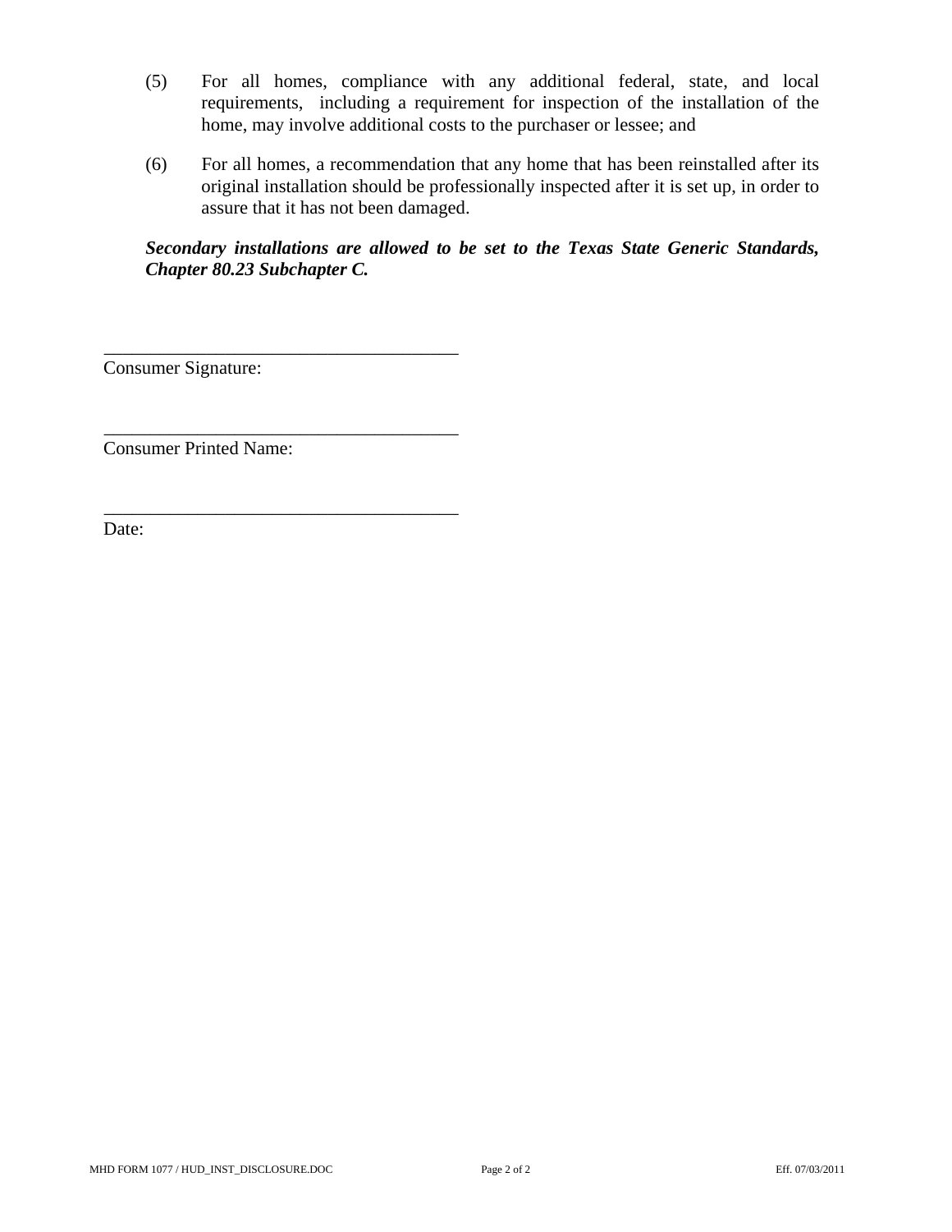(5) For all homes, compliance with any additional federal, state, and local requirements, including a requirement for inspection of the installation of the home, may involve additional costs to the purchaser or lessee; and

(6) For all homes, a recommendation that any home that has been reinstalled after its original installation should be professionally inspected after it is set up, in order to assure that it has not been damaged.

***Secondary installations are allowed to be set to the Texas State Generic Standards, Chapter 80.23 Subchapter C.***

______________________________________
Consumer Signature:

______________________________________
Consumer Printed Name:

______________________________________
Date:

MHD FORM 1077 / HUD_INST_DISCLOSURE.DOC Eff. 07/03/2011